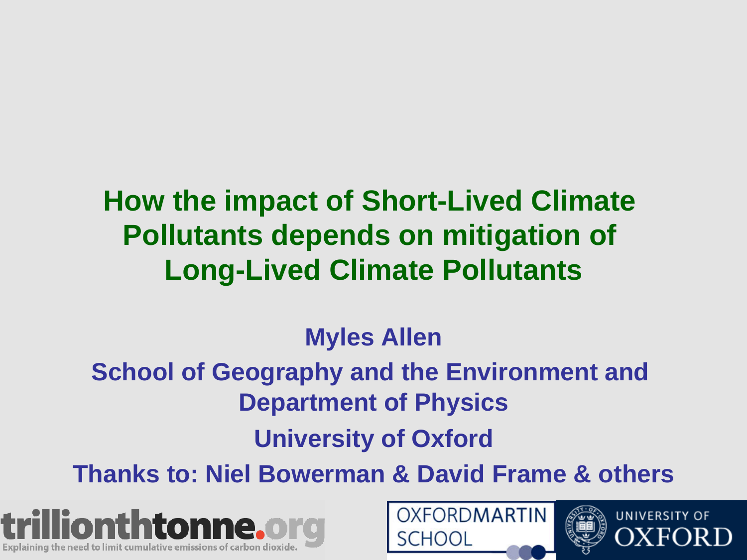# How the impact of Short-Lived Climate Pollutants depends on mitigation of Long-Lived Climate Pollutants

**Myles Allen**

**School of Geography and the Environment and Department of Physics**

**University of Oxford**

**Thanks to: Niel Bowerman & David Frame & others**

trillionthtonne.org

Explaining the need to limit cumulative emissions of carbon dioxide.

OXFORDMARTIN SCHOOL

UNIVERSITY OF OXFORD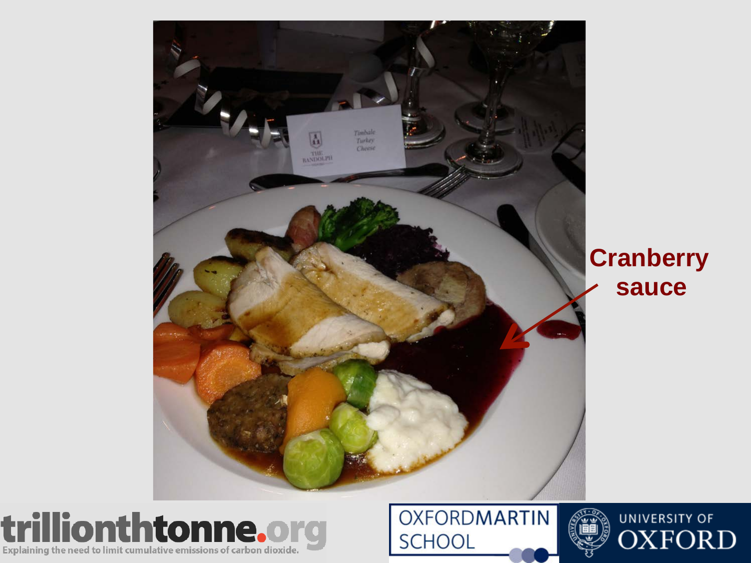Cranberry sauce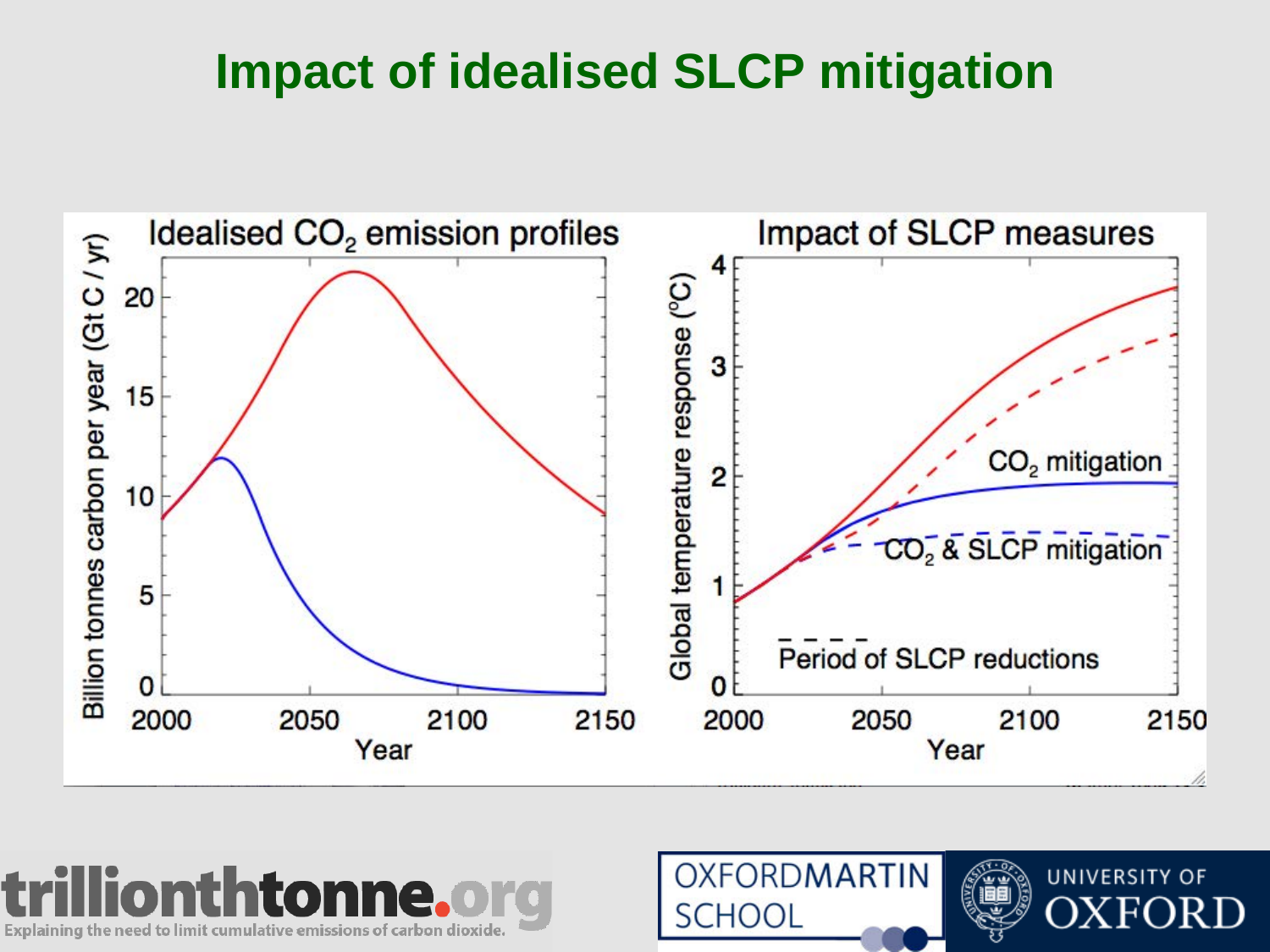# Impact of idealised SLCP mitigation

Idealised $CO_2$ emission profiles

Billion tonnes carbon per year (Gt C / yr)

Year

Impact of SLCP measures

Global temperature response (ºC)

$CO_2$ mitigation

$CO_2$ & SLCP mitigation

Period of SLCP reductions

Year

trillionthtonne.org
Explaining the need to limit cumulative emissions of carbon dioxide.

OXFORDMARTIN SCHOOL

UNIVERSITY OF OXFORD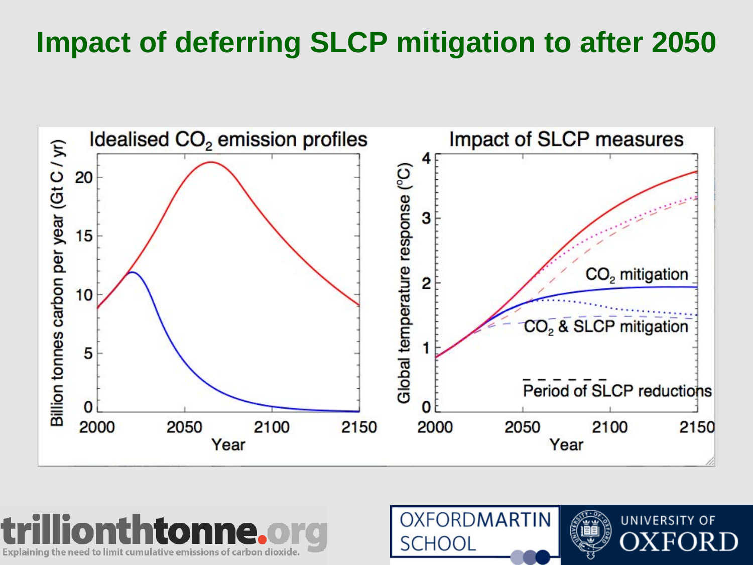# Impact of deferring SLCP mitigation to after 2050

Idealised $CO_2$ emission profiles

Billion tonnes carbon per year (Gt C / yr)

Year

Impact of SLCP measures

Global temperature response (ºC)

$CO_2$ mitigation

$CO_2$ & SLCP mitigation

Period of SLCP reductions

Year

trillionthtonne.org

Explaining the need to limit cumulative emissions of carbon dioxide.

OXFORDMARTIN SCHOOL

UNIVERSITY OF OXFORD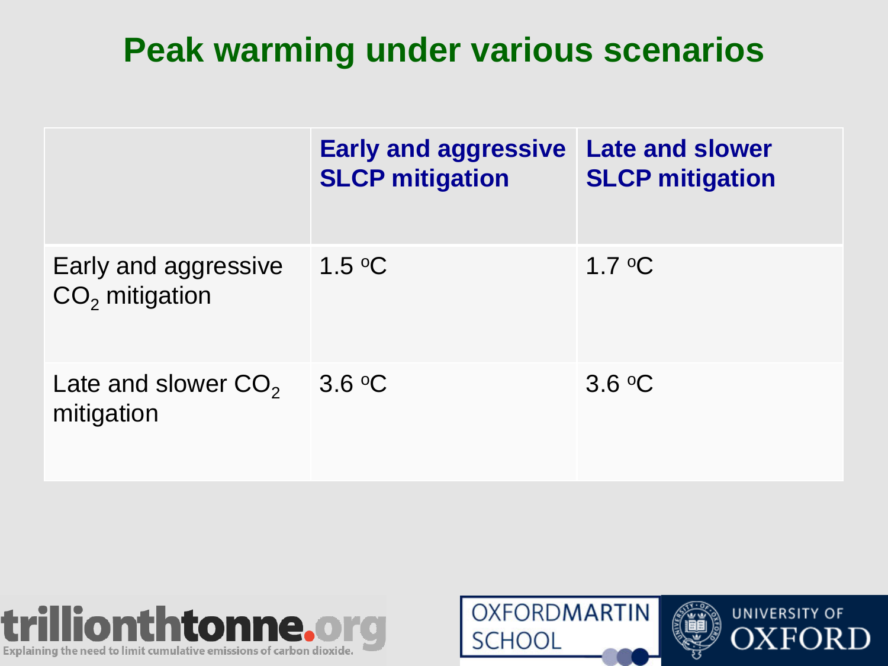# Peak warming under various scenarios

| | Early and aggressive SLCP mitigation | Late and slower SLCP mitigation |
|---|---|---|
| Early and aggressive $CO_2$ mitigation | 1.5 °C | 1.7 °C |
| Late and slower $CO_2$ mitigation | 3.6 °C | 3.6 °C |

trillionthtonne.org
Explaining the need to limit cumulative emissions of carbon dioxide.

OXFORD MARTIN SCHOOL

UNIVERSITY OF OXFORD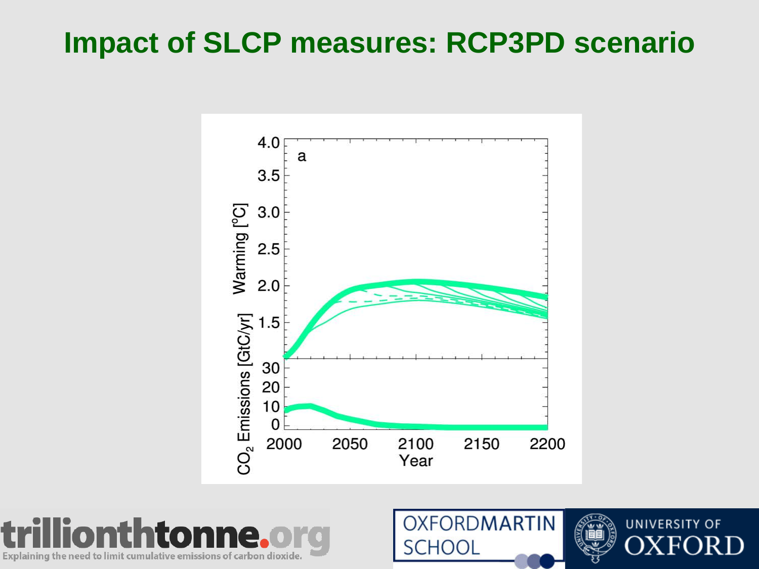# Impact of SLCP measures: RCP3PD scenario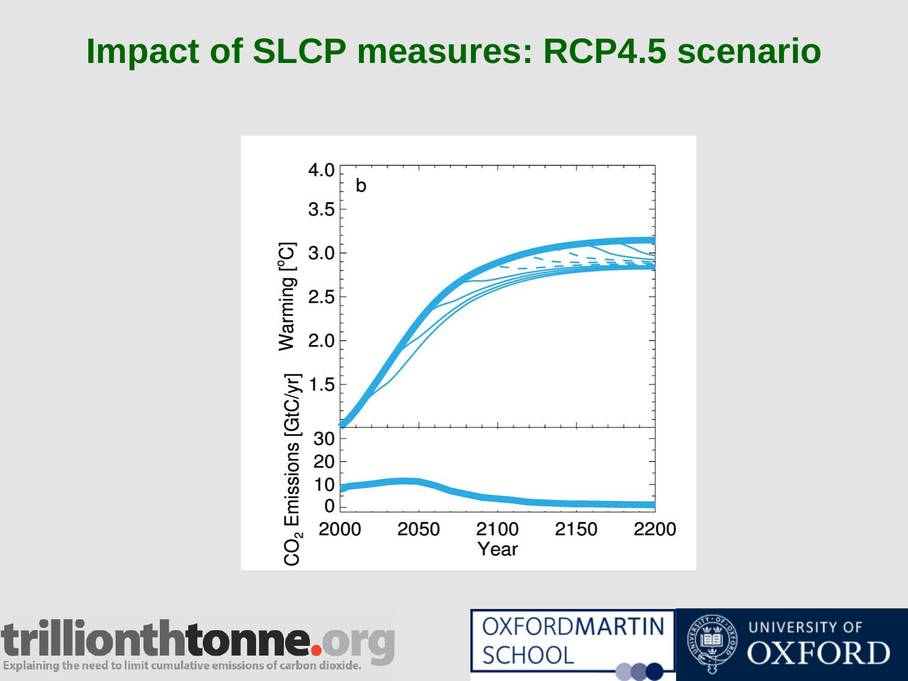# Impact of SLCP measures: RCP4.5 scenario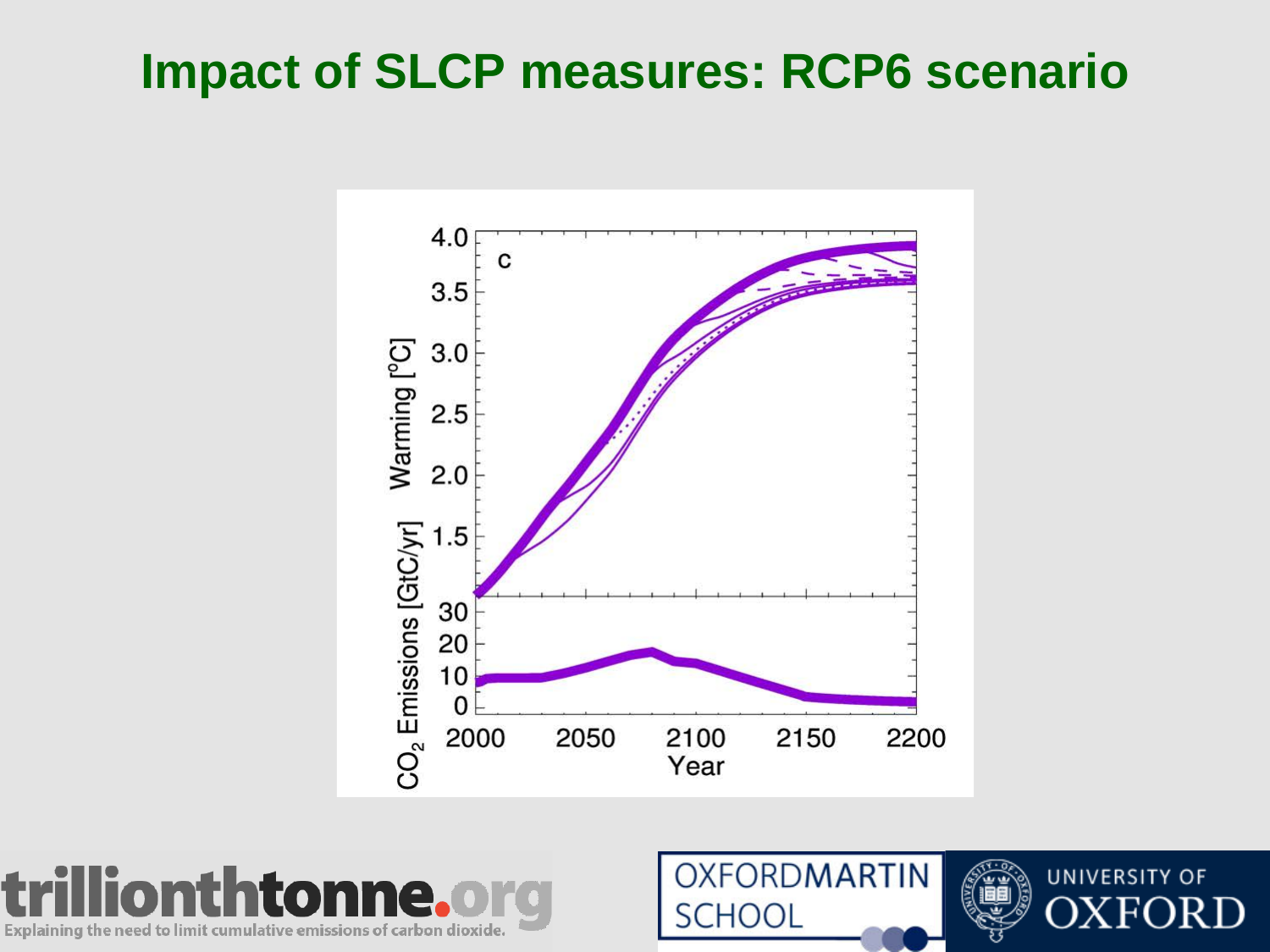# Impact of SLCP measures: RCP6 scenario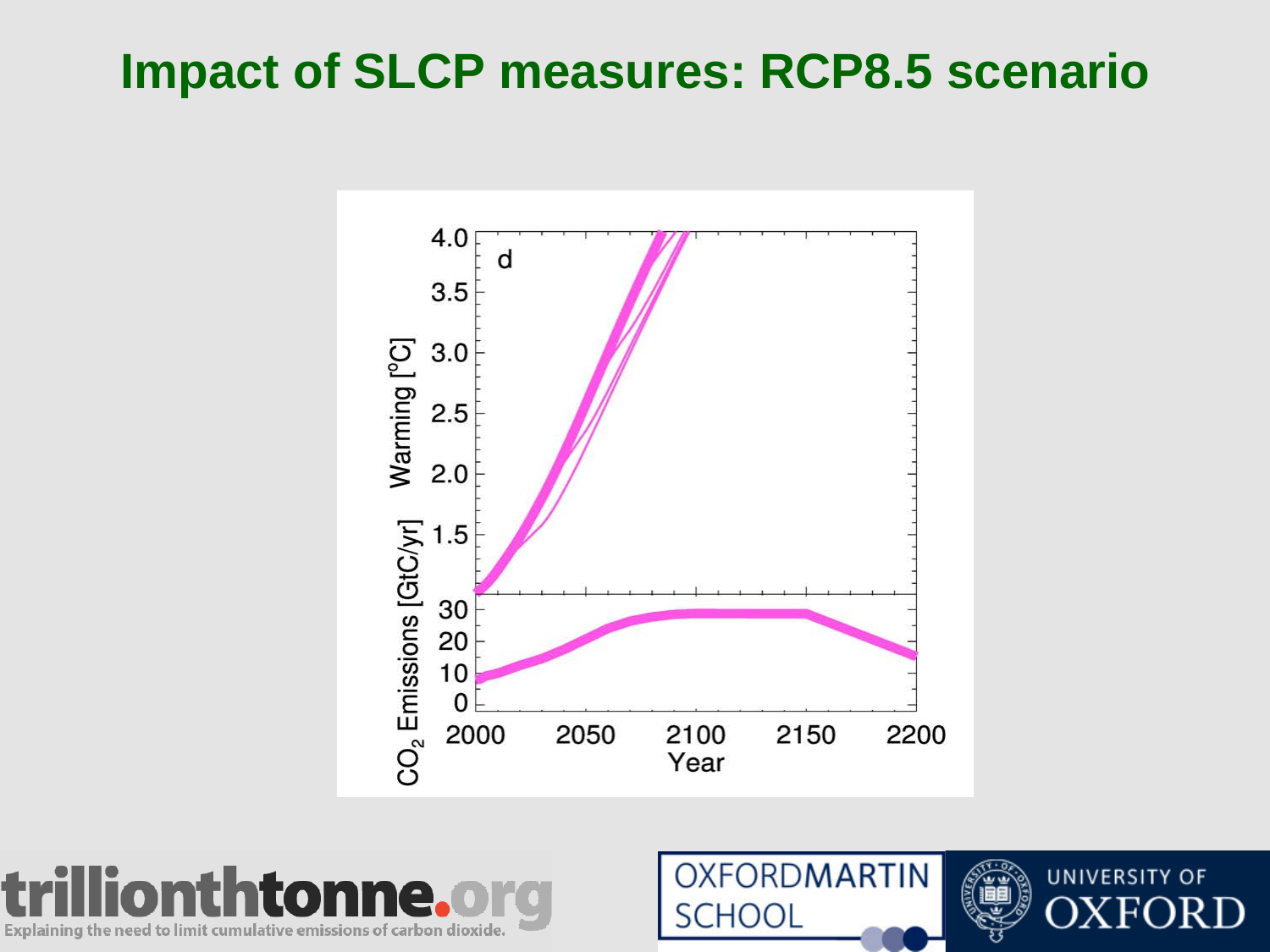# Impact of SLCP measures: RCP8.5 scenario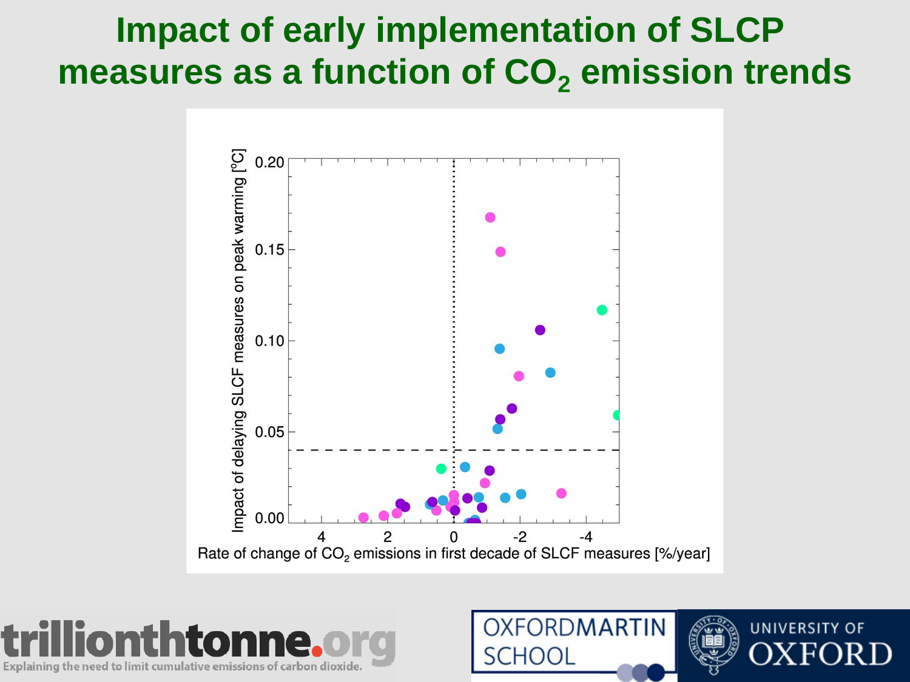# Impact of early implementation of SLCP measures as a function of $CO_2$ emission trends

Impact of delaying SLCF measures on peak warming [°C]

Rate of change of $CO_2$ emissions in first decade of SLCF measures [%/year]

trillionthtonne.org
Explaining the need to limit cumulative emissions of carbon dioxide.

OXFORD MARTIN SCHOOL

UNIVERSITY OF OXFORD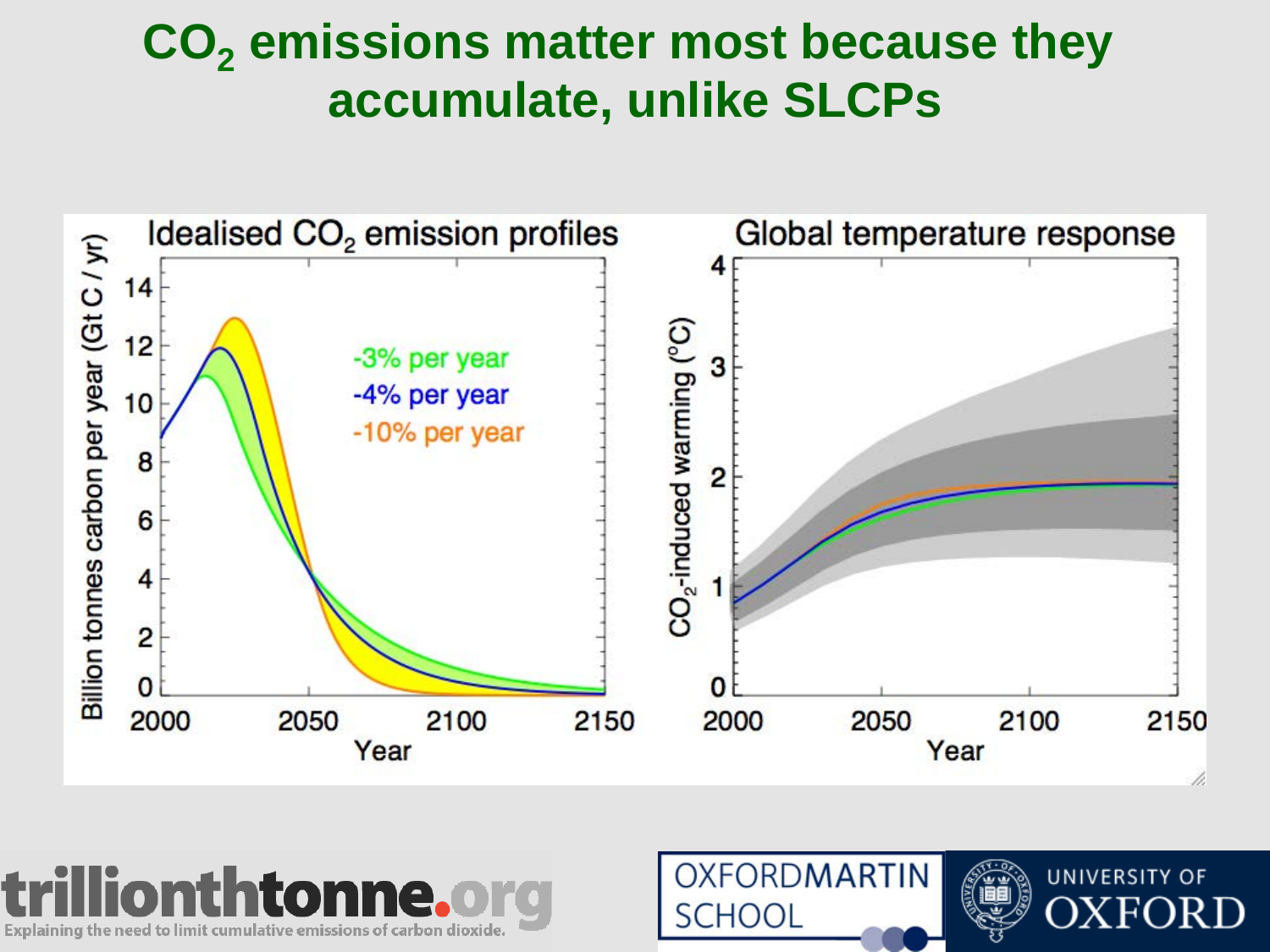# $CO_2$ emissions matter most because they accumulate, unlike SLCPs

**Idealised $CO_2$ emission profiles**

Billion tonnes carbon per year (Gt C / yr)

- -3% per year
- -4% per year
- -10% per year

Year: 2000, 2050, 2100, 2150

**Global temperature response**

$CO_2$-induced warming (°C)

Year: 2000, 2050, 2100, 2150

trillionthtonne.org
Explaining the need to limit cumulative emissions of carbon dioxide.

OXFORDMARTIN SCHOOL

UNIVERSITY OF OXFORD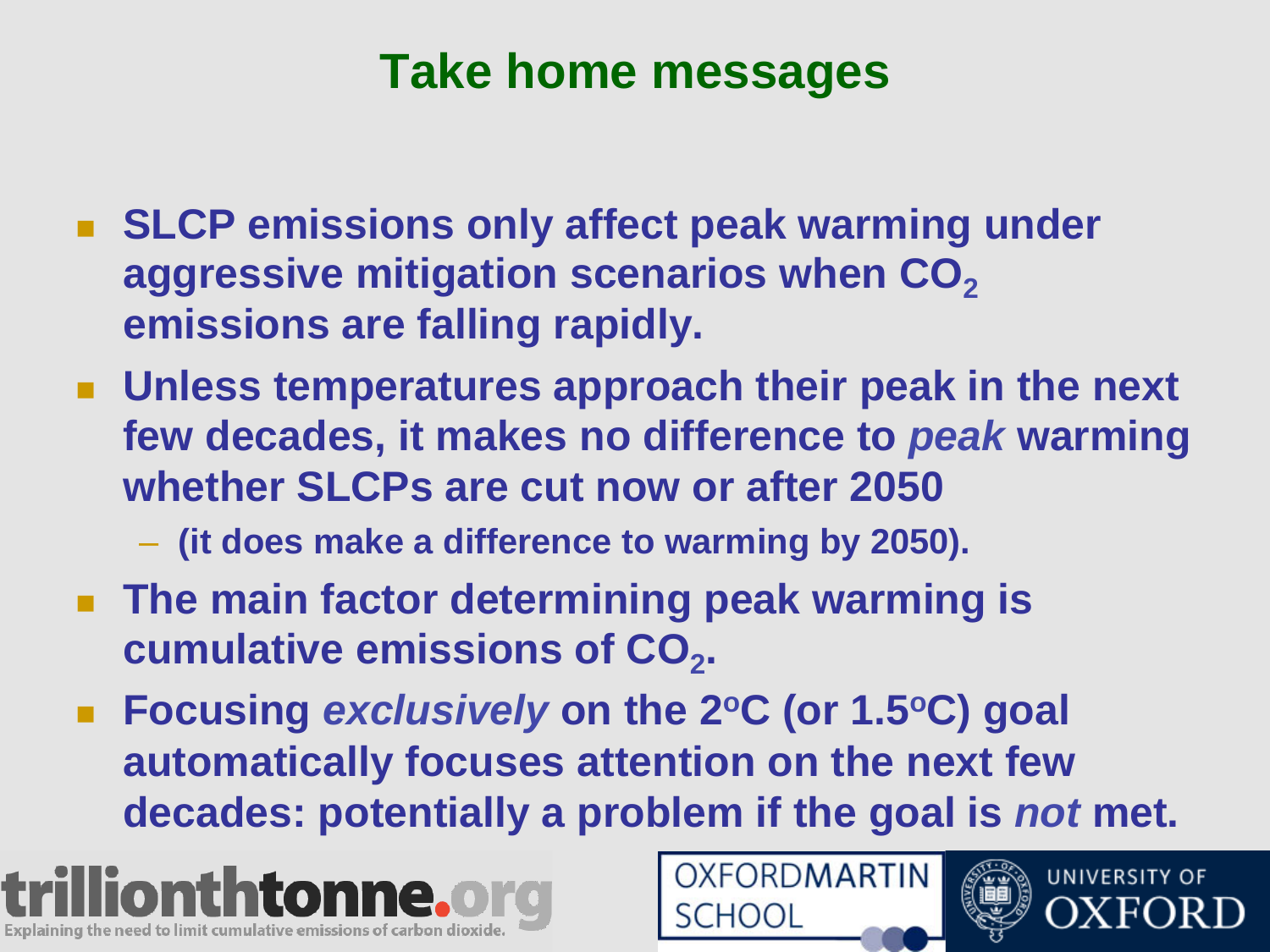# Take home messages

- **SLCP emissions only affect peak warming under aggressive mitigation scenarios when $CO_2$ emissions are falling rapidly.**
- **Unless temperatures approach their peak in the next few decades, it makes no difference to *peak* warming whether SLCPs are cut now or after 2050**
  - **(it does make a difference to warming by 2050).**
- **The main factor determining peak warming is cumulative emissions of $CO_2$.**
- **Focusing *exclusively* on the 2$^o$C (or 1.5$^o$C) goal automatically focuses attention on the next few decades: potentially a problem if the goal is *not* met.**

trillionthtonne.org
Explaining the need to limit cumulative emissions of carbon dioxide.

OXFORD MARTIN SCHOOL

UNIVERSITY OF OXFORD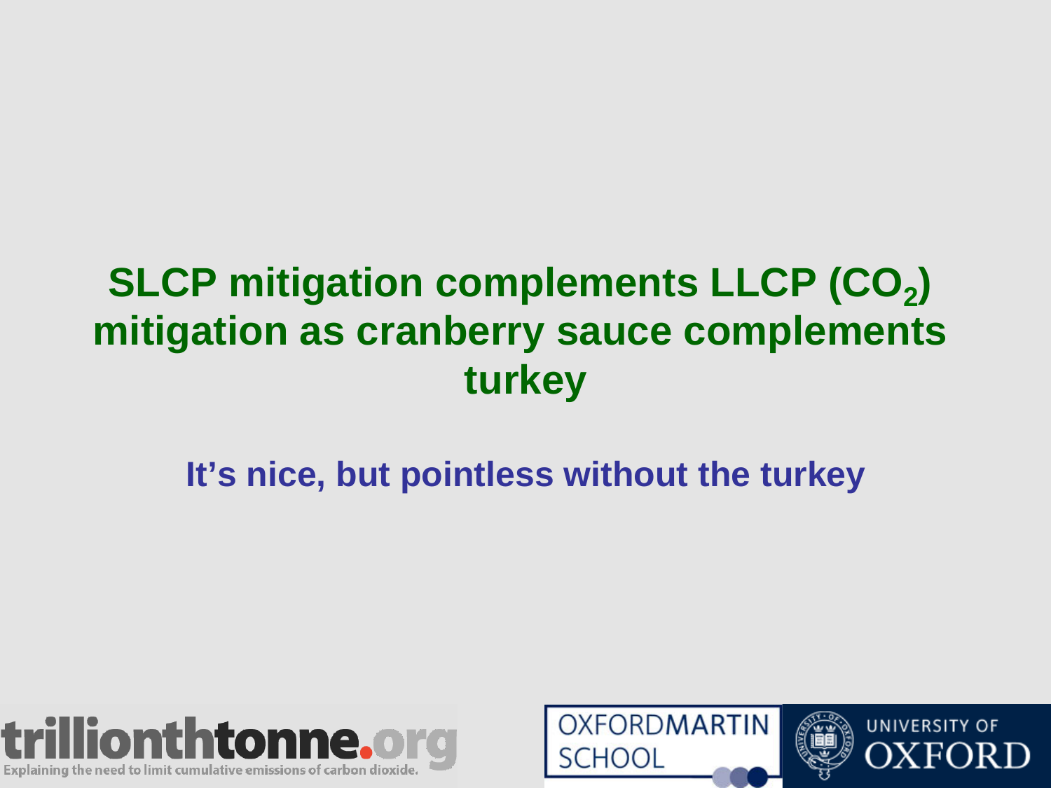# SLCP mitigation complements LLCP ($CO_2$) mitigation as cranberry sauce complements turkey

**It's nice, but pointless without the turkey**

trillionthtonne.org
Explaining the need to limit cumulative emissions of carbon dioxide.

OXFORDMARTIN SCHOOL

UNIVERSITY OF OXFORD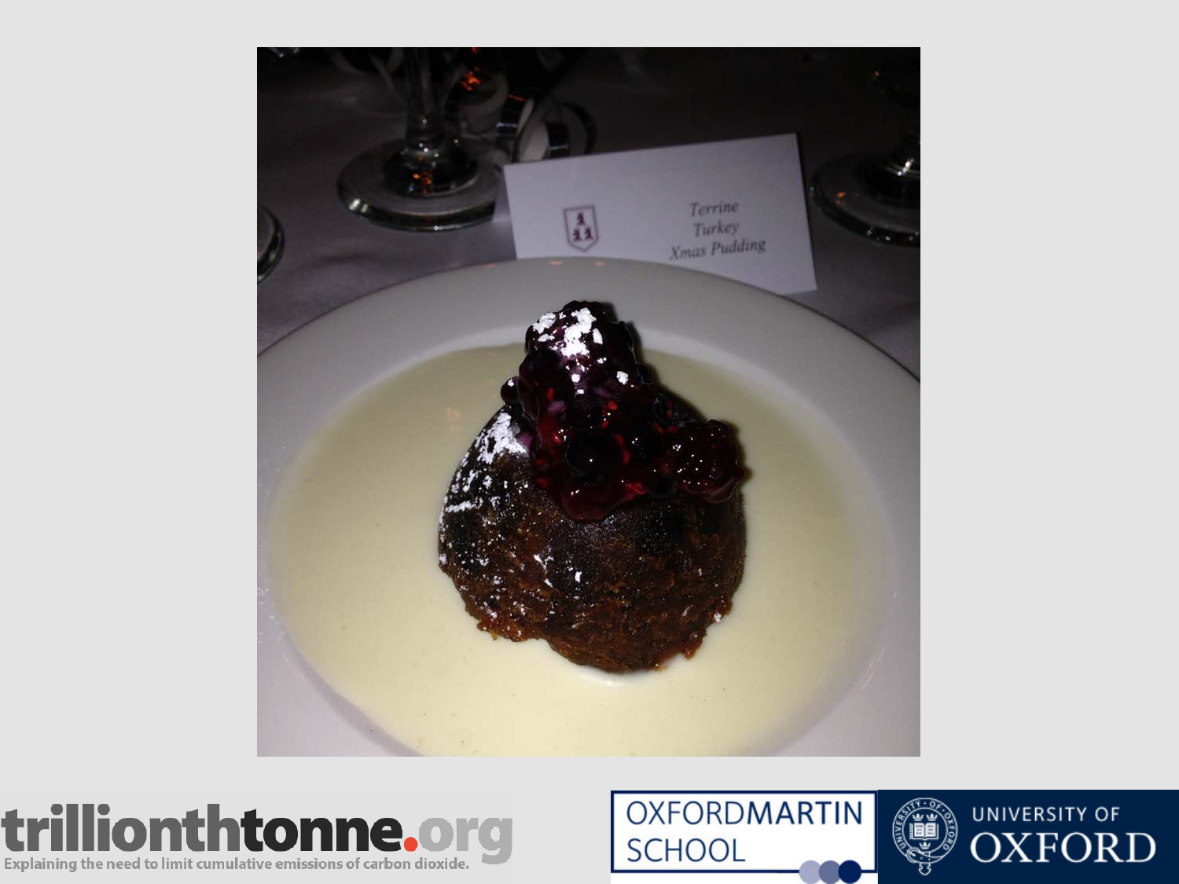trillionthtonne.org

Explaining the need to limit cumulative emissions of carbon dioxide.

OXFORD MARTIN SCHOOL

UNIVERSITY OF OXFORD